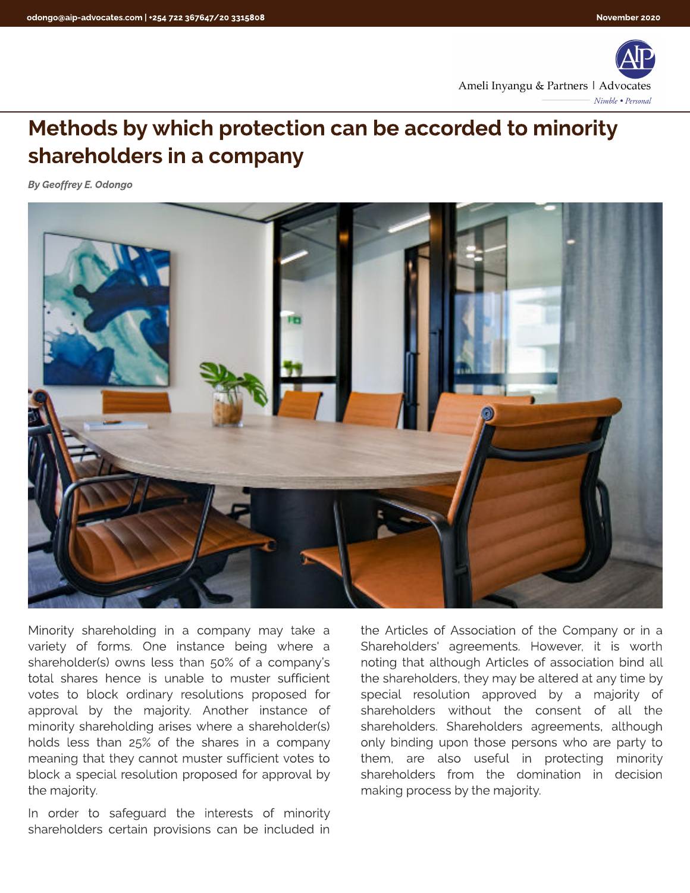# Methods by which protection can be accorded to minority shareholders in a company

***By Geoffrey E. Odongo***

Minority shareholding in a company may take a variety of forms. One instance being where a shareholder(s) owns less than 50% of a company's total shares hence is unable to muster sufficient votes to block ordinary resolutions proposed for approval by the majority. Another instance of minority shareholding arises where a shareholder(s) holds less than 25% of the shares in a company meaning that they cannot muster sufficient votes to block a special resolution proposed for approval by the majority.

In order to safeguard the interests of minority shareholders certain provisions can be included in the Articles of Association of the Company or in a Shareholders' agreements. However, it is worth noting that although Articles of association bind all the shareholders, they may be altered at any time by special resolution approved by a majority of shareholders without the consent of all the shareholders. Shareholders agreements, although only binding upon those persons who are party to them, are also useful in protecting minority shareholders from the domination in decision making process by the majority.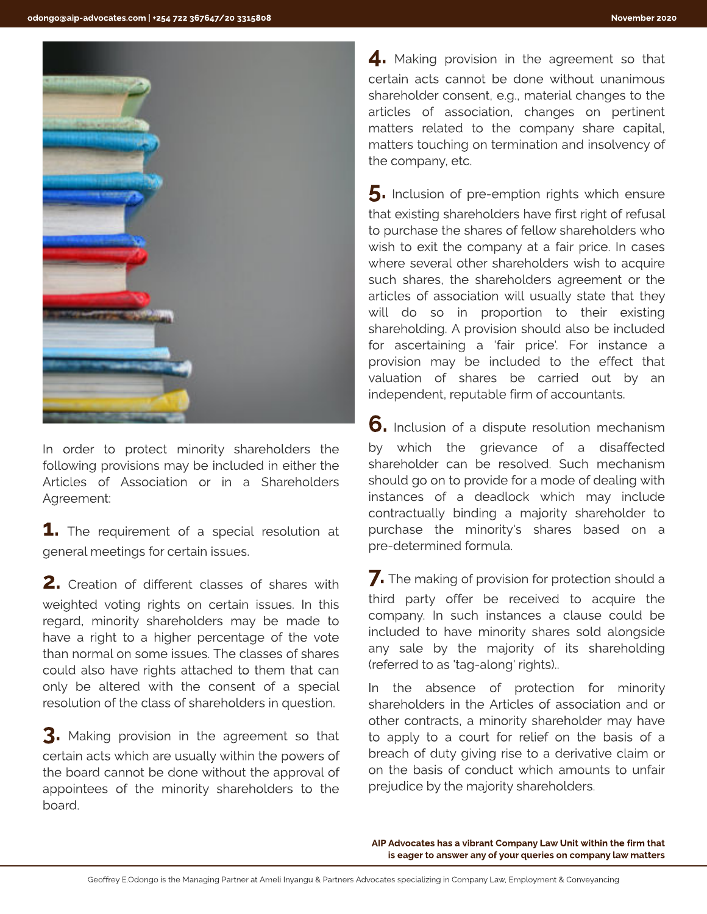In order to protect minority shareholders the following provisions may be included in either the Articles of Association or in a Shareholders Agreement:

**1.** The requirement of a special resolution at general meetings for certain issues.

**2.** Creation of different classes of shares with weighted voting rights on certain issues. In this regard, minority shareholders may be made to have a right to a higher percentage of the vote than normal on some issues. The classes of shares could also have rights attached to them that can only be altered with the consent of a special resolution of the class of shareholders in question.

**3.** Making provision in the agreement so that certain acts which are usually within the powers of the board cannot be done without the approval of appointees of the minority shareholders to the board.

**4.** Making provision in the agreement so that certain acts cannot be done without unanimous shareholder consent, e.g., material changes to the articles of association, changes on pertinent matters related to the company share capital, matters touching on termination and insolvency of the company, etc.

**5.** Inclusion of pre-emption rights which ensure that existing shareholders have first right of refusal to purchase the shares of fellow shareholders who wish to exit the company at a fair price. In cases where several other shareholders wish to acquire such shares, the shareholders agreement or the articles of association will usually state that they will do so in proportion to their existing shareholding. A provision should also be included for ascertaining a 'fair price'. For instance a provision may be included to the effect that valuation of shares be carried out by an independent, reputable firm of accountants.

**6.** Inclusion of a dispute resolution mechanism by which the grievance of a disaffected shareholder can be resolved. Such mechanism should go on to provide for a mode of dealing with instances of a deadlock which may include contractually binding a majority shareholder to purchase the minority's shares based on a pre-determined formula.

**7.** The making of provision for protection should a third party offer be received to acquire the company. In such instances a clause could be included to have minority shares sold alongside any sale by the majority of its shareholding (referred to as 'tag-along' rights)..

In the absence of protection for minority shareholders in the Articles of association and or other contracts, a minority shareholder may have to apply to a court for relief on the basis of a breach of duty giving rise to a derivative claim or on the basis of conduct which amounts to unfair prejudice by the majority shareholders.

**AIP Advocates has a vibrant Company Law Unit within the firm that is eager to answer any of your queries on company law matters**

Geoffrey E.Odongo is the Managing Partner at Ameli Inyangu & Partners Advocates specializing in Company Law, Employment & Conveyancing